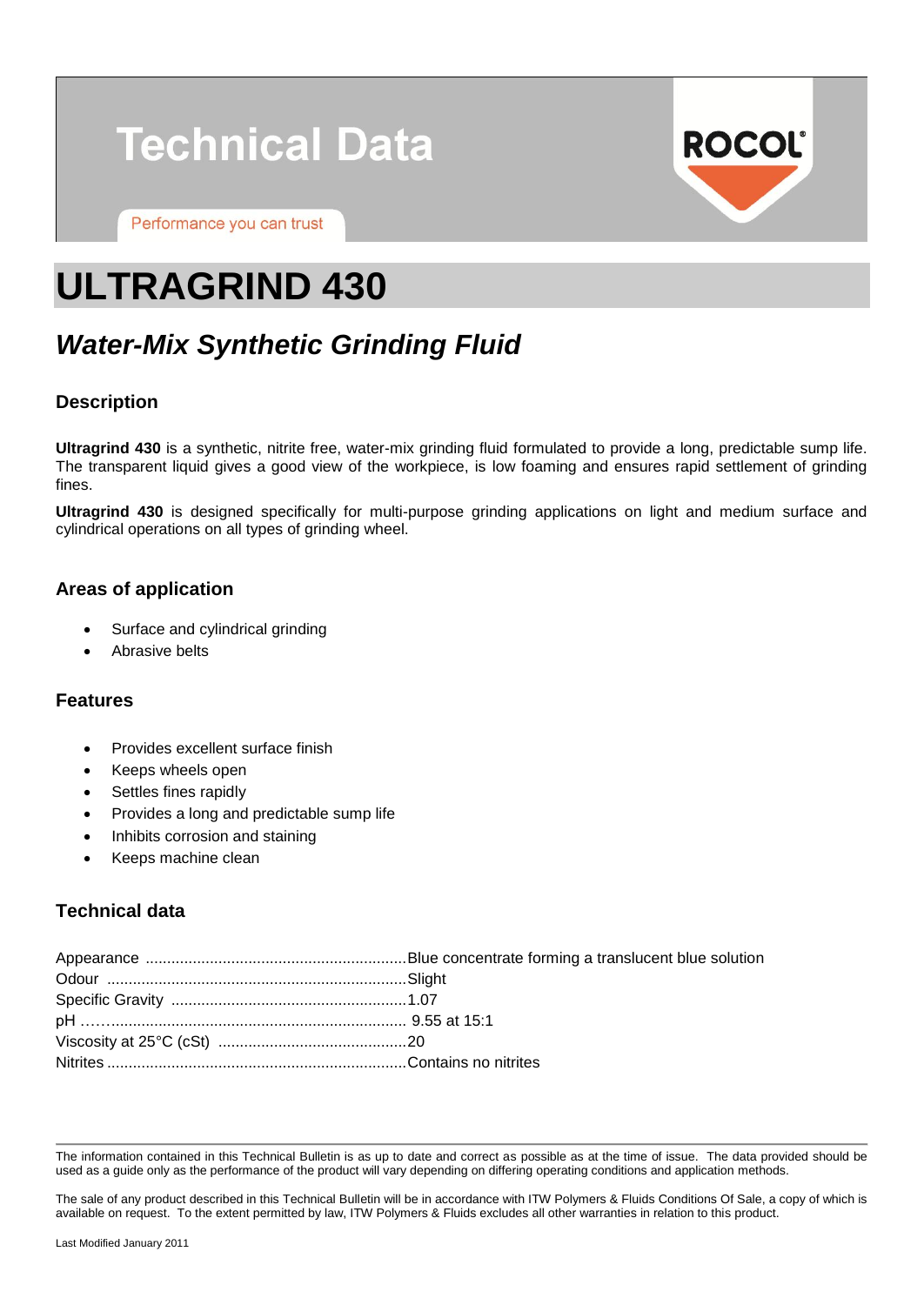# Technical Data

Performance you can trust

ROCOL

# ULTRAGRIND 430

## *Water-Mix Synthetic Grinding Fluid*

### Description

**Ultragrind 430** is a synthetic, nitrite free, water-mix grinding fluid formulated to provide a long, predictable sump life. The transparent liquid gives a good view of the workpiece, is low foaming and ensures rapid settlement of grinding fines.

**Ultragrind 430** is designed specifically for multi-purpose grinding applications on light and medium surface and cylindrical operations on all types of grinding wheel.

### Areas of application

- Surface and cylindrical grinding
- Abrasive belts

### Features

- Provides excellent surface finish
- Keeps wheels open
- Settles fines rapidly
- Provides a long and predictable sump life
- Inhibits corrosion and staining
- Keeps machine clean

### Technical data

Appearance ............................................................Blue concentrate forming a translucent blue solution
Odour .....................................................................Slight
Specific Gravity ......................................................1.07
pH ……...................................................................... 9.55 at 15:1
Viscosity at 25°C (cSt) ...........................................20
Nitrites .....................................................................Contains no nitrites

The information contained in this Technical Bulletin is as up to date and correct as possible as at the time of issue. The data provided should be used as a guide only as the performance of the product will vary depending on differing operating conditions and application methods.

The sale of any product described in this Technical Bulletin will be in accordance with ITW Polymers & Fluids Conditions Of Sale, a copy of which is available on request. To the extent permitted by law, ITW Polymers & Fluids excludes all other warranties in relation to this product.

Last Modified January 2011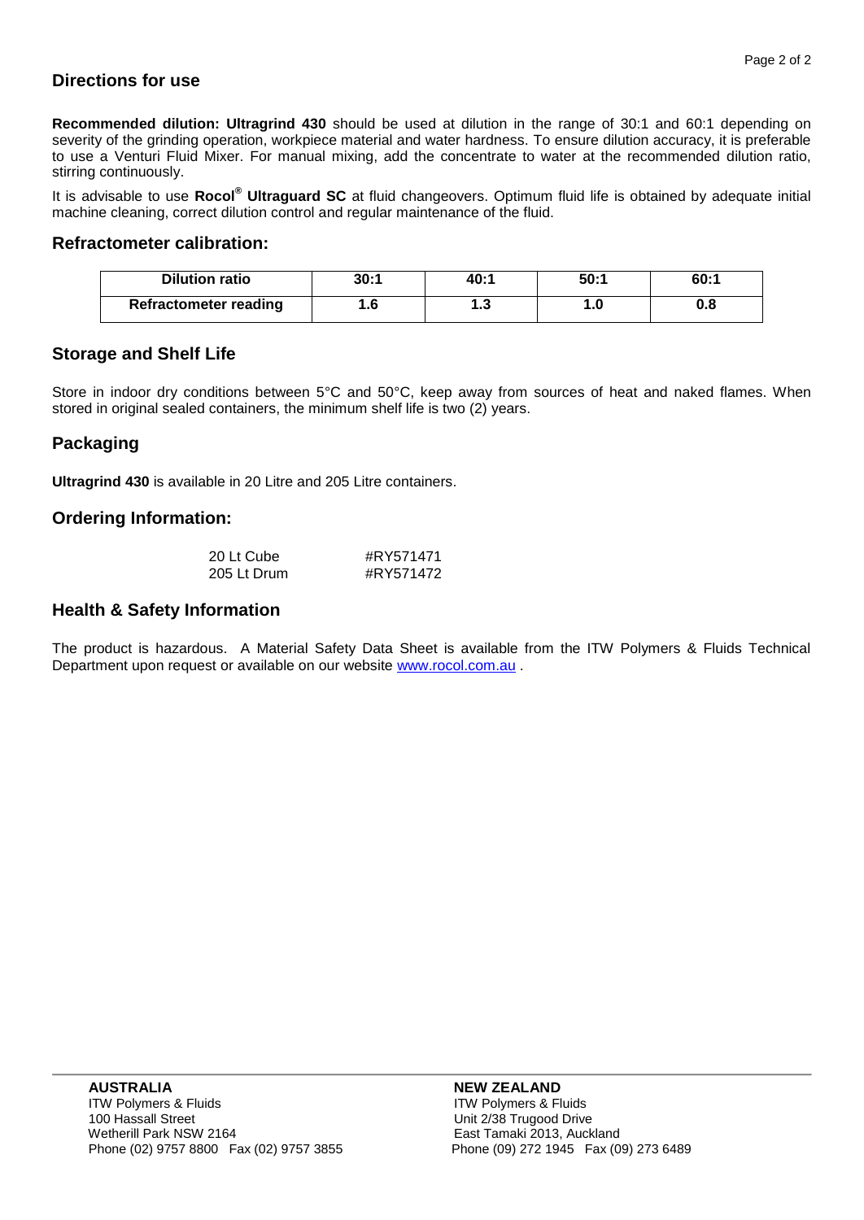## Directions for use

**Recommended dilution: Ultragrind 430** should be used at dilution in the range of 30:1 and 60:1 depending on severity of the grinding operation, workpiece material and water hardness. To ensure dilution accuracy, it is preferable to use a Venturi Fluid Mixer. For manual mixing, add the concentrate to water at the recommended dilution ratio, stirring continuously.

It is advisable to use **Rocol® Ultraguard SC** at fluid changeovers. Optimum fluid life is obtained by adequate initial machine cleaning, correct dilution control and regular maintenance of the fluid.

## Refractometer calibration:

| Dilution ratio | 30:1 | 40:1 | 50:1 | 60:1 |
|---|---|---|---|---|
| Refractometer reading | 1.6 | 1.3 | 1.0 | 0.8 |

## Storage and Shelf Life

Store in indoor dry conditions between 5°C and 50°C, keep away from sources of heat and naked flames. When stored in original sealed containers, the minimum shelf life is two (2) years.

## Packaging

**Ultragrind 430** is available in 20 Litre and 205 Litre containers.

## Ordering Information:

| | |
|---|---|
| 20 Lt Cube | #RY571471 |
| 205 Lt Drum | #RY571472 |

## Health & Safety Information

The product is hazardous. A Material Safety Data Sheet is available from the ITW Polymers & Fluids Technical Department upon request or available on our website www.rocol.com.au .

**AUSTRALIA**
ITW Polymers & Fluids
100 Hassall Street
Wetherill Park NSW 2164
Phone (02) 9757 8800 Fax (02) 9757 3855

**NEW ZEALAND**
ITW Polymers & Fluids
Unit 2/38 Trugood Drive
East Tamaki 2013, Auckland
Phone (09) 272 1945 Fax (09) 273 6489